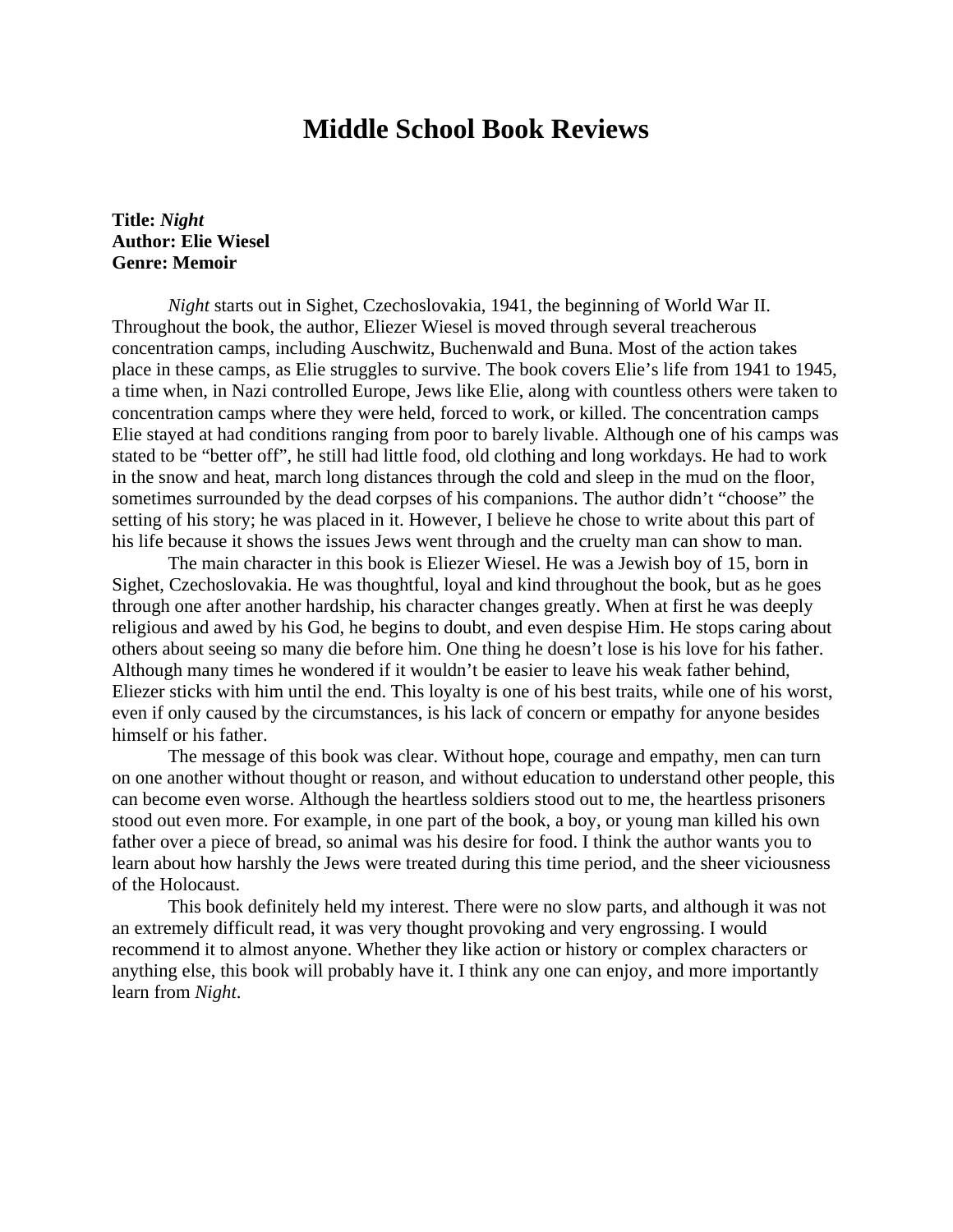# Middle School Book Reviews

**Title:** ***Night***
**Author: Elie Wiesel**
**Genre: Memoir**

*Night* starts out in Sighet, Czechoslovakia, 1941, the beginning of World War II. Throughout the book, the author, Eliezer Wiesel is moved through several treacherous concentration camps, including Auschwitz, Buchenwald and Buna. Most of the action takes place in these camps, as Elie struggles to survive. The book covers Elie's life from 1941 to 1945, a time when, in Nazi controlled Europe, Jews like Elie, along with countless others were taken to concentration camps where they were held, forced to work, or killed. The concentration camps Elie stayed at had conditions ranging from poor to barely livable. Although one of his camps was stated to be "better off", he still had little food, old clothing and long workdays. He had to work in the snow and heat, march long distances through the cold and sleep in the mud on the floor, sometimes surrounded by the dead corpses of his companions. The author didn't "choose" the setting of his story; he was placed in it. However, I believe he chose to write about this part of his life because it shows the issues Jews went through and the cruelty man can show to man.

The main character in this book is Eliezer Wiesel. He was a Jewish boy of 15, born in Sighet, Czechoslovakia. He was thoughtful, loyal and kind throughout the book, but as he goes through one after another hardship, his character changes greatly. When at first he was deeply religious and awed by his God, he begins to doubt, and even despise Him. He stops caring about others about seeing so many die before him. One thing he doesn't lose is his love for his father. Although many times he wondered if it wouldn't be easier to leave his weak father behind, Eliezer sticks with him until the end. This loyalty is one of his best traits, while one of his worst, even if only caused by the circumstances, is his lack of concern or empathy for anyone besides himself or his father.

The message of this book was clear. Without hope, courage and empathy, men can turn on one another without thought or reason, and without education to understand other people, this can become even worse. Although the heartless soldiers stood out to me, the heartless prisoners stood out even more. For example, in one part of the book, a boy, or young man killed his own father over a piece of bread, so animal was his desire for food. I think the author wants you to learn about how harshly the Jews were treated during this time period, and the sheer viciousness of the Holocaust.

This book definitely held my interest. There were no slow parts, and although it was not an extremely difficult read, it was very thought provoking and very engrossing. I would recommend it to almost anyone. Whether they like action or history or complex characters or anything else, this book will probably have it. I think any one can enjoy, and more importantly learn from *Night*.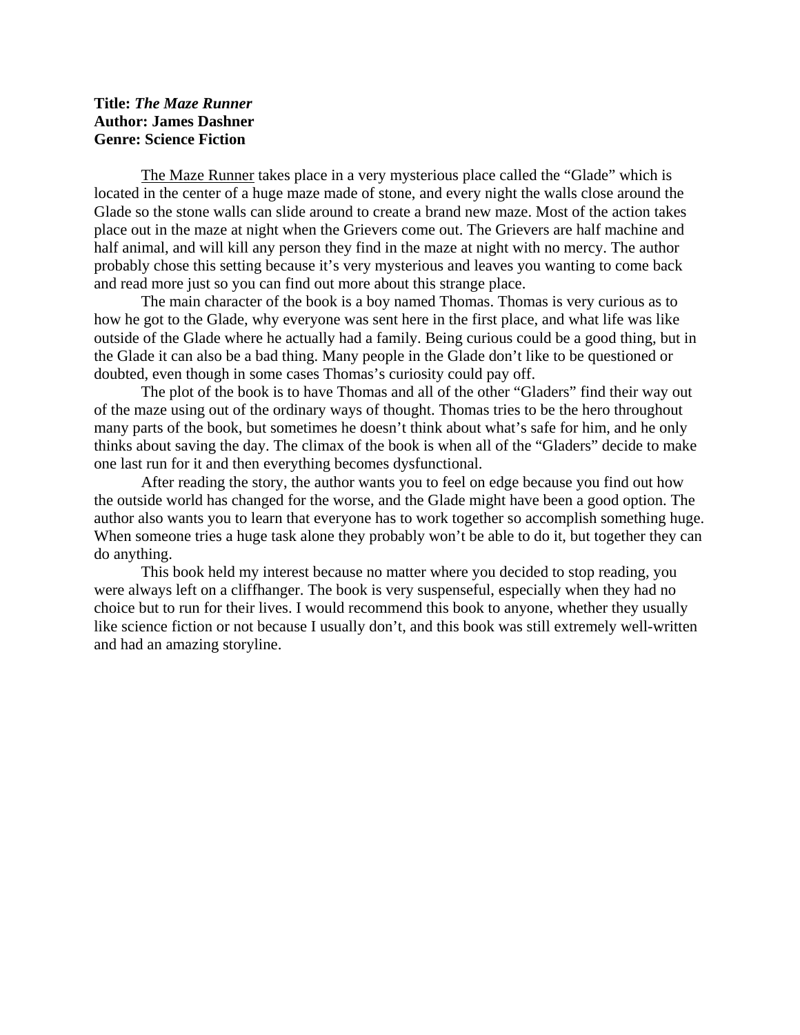**Title: *The Maze Runner***
**Author: James Dashner**
**Genre: Science Fiction**

The Maze Runner takes place in a very mysterious place called the "Glade" which is located in the center of a huge maze made of stone, and every night the walls close around the Glade so the stone walls can slide around to create a brand new maze. Most of the action takes place out in the maze at night when the Grievers come out. The Grievers are half machine and half animal, and will kill any person they find in the maze at night with no mercy. The author probably chose this setting because it's very mysterious and leaves you wanting to come back and read more just so you can find out more about this strange place.

The main character of the book is a boy named Thomas. Thomas is very curious as to how he got to the Glade, why everyone was sent here in the first place, and what life was like outside of the Glade where he actually had a family. Being curious could be a good thing, but in the Glade it can also be a bad thing. Many people in the Glade don't like to be questioned or doubted, even though in some cases Thomas's curiosity could pay off.

The plot of the book is to have Thomas and all of the other "Gladers" find their way out of the maze using out of the ordinary ways of thought. Thomas tries to be the hero throughout many parts of the book, but sometimes he doesn't think about what's safe for him, and he only thinks about saving the day. The climax of the book is when all of the "Gladers" decide to make one last run for it and then everything becomes dysfunctional.

After reading the story, the author wants you to feel on edge because you find out how the outside world has changed for the worse, and the Glade might have been a good option. The author also wants you to learn that everyone has to work together so accomplish something huge. When someone tries a huge task alone they probably won't be able to do it, but together they can do anything.

This book held my interest because no matter where you decided to stop reading, you were always left on a cliffhanger. The book is very suspenseful, especially when they had no choice but to run for their lives. I would recommend this book to anyone, whether they usually like science fiction or not because I usually don't, and this book was still extremely well-written and had an amazing storyline.